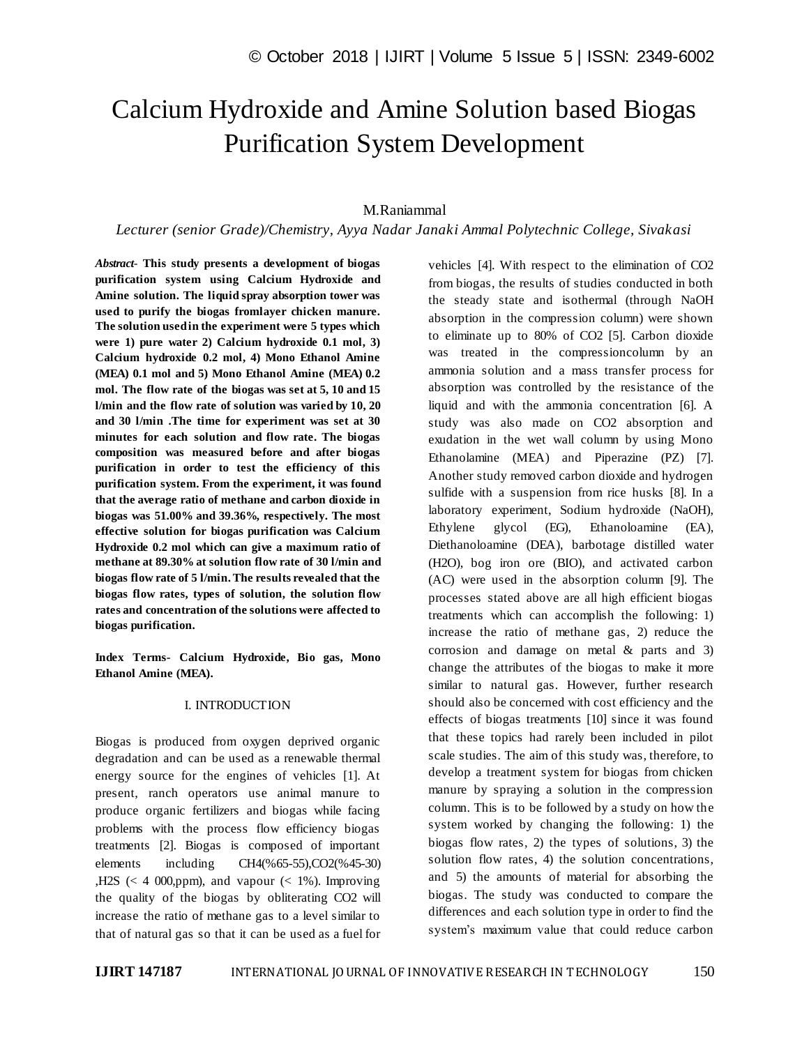# Calcium Hydroxide and Amine Solution based Biogas Purification System Development

M.Raniammal

*Lecturer (senior Grade)/Chemistry, Ayya Nadar Janaki Ammal Polytechnic College, Sivakasi*

***Abstract*- This study presents a development of biogas purification system using Calcium Hydroxide and Amine solution. The liquid spray absorption tower was used to purify the biogas fromlayer chicken manure. The solution usedin the experiment were 5 types which were 1) pure water 2) Calcium hydroxide 0.1 mol, 3) Calcium hydroxide 0.2 mol, 4) Mono Ethanol Amine (MEA) 0.1 mol and 5) Mono Ethanol Amine (MEA) 0.2 mol. The flow rate of the biogas was set at 5, 10 and 15 l/min and the flow rate of solution was varied by 10, 20 and 30 l/min .The time for experiment was set at 30 minutes for each solution and flow rate. The biogas composition was measured before and after biogas purification in order to test the efficiency of this purification system. From the experiment, it was found that the average ratio of methane and carbon dioxide in biogas was 51.00% and 39.36%, respectively. The most effective solution for biogas purification was Calcium Hydroxide 0.2 mol which can give a maximum ratio of methane at 89.30% at solution flow rate of 30 l/min and biogas flow rate of 5 l/min. The results revealed that the biogas flow rates, types of solution, the solution flow rates and concentration of the solutions were affected to biogas purification.**

**Index Terms- Calcium Hydroxide, Bio gas, Mono Ethanol Amine (MEA).**

## I. INTRODUCTION

Biogas is produced from oxygen deprived organic degradation and can be used as a renewable thermal energy source for the engines of vehicles [1]. At present, ranch operators use animal manure to produce organic fertilizers and biogas while facing problems with the process flow efficiency biogas treatments [2]. Biogas is composed of important elements including $CH_4$(%65-55),$CO_2$(%45-30) ,$H_2S$ (< 4 000,ppm), and vapour (< 1%). Improving the quality of the biogas by obliterating $CO_2$ will increase the ratio of methane gas to a level similar to that of natural gas so that it can be used as a fuel for vehicles [4]. With respect to the elimination of $CO_2$ from biogas, the results of studies conducted in both the steady state and isothermal (through NaOH absorption in the compression column) were shown to eliminate up to 80% of $CO_2$ [5]. Carbon dioxide was treated in the compressioncolumn by an ammonia solution and a mass transfer process for absorption was controlled by the resistance of the liquid and with the ammonia concentration [6]. A study was also made on $CO_2$ absorption and exudation in the wet wall column by using Mono Ethanolamine (MEA) and Piperazine (PZ) [7]. Another study removed carbon dioxide and hydrogen sulfide with a suspension from rice husks [8]. In a laboratory experiment, Sodium hydroxide (NaOH), Ethylene glycol (EG), Ethanoloamine (EA), Diethanoloamine (DEA), barbotage distilled water ($H_2O$), bog iron ore (BIO), and activated carbon (AC) were used in the absorption column [9]. The processes stated above are all high efficient biogas treatments which can accomplish the following: 1) increase the ratio of methane gas, 2) reduce the corrosion and damage on metal & parts and 3) change the attributes of the biogas to make it more similar to natural gas. However, further research should also be concerned with cost efficiency and the effects of biogas treatments [10] since it was found that these topics had rarely been included in pilot scale studies. The aim of this study was, therefore, to develop a treatment system for biogas from chicken manure by spraying a solution in the compression column. This is to be followed by a study on how the system worked by changing the following: 1) the biogas flow rates, 2) the types of solutions, 3) the solution flow rates, 4) the solution concentrations, and 5) the amounts of material for absorbing the biogas. The study was conducted to compare the differences and each solution type in order to find the system's maximum value that could reduce carbon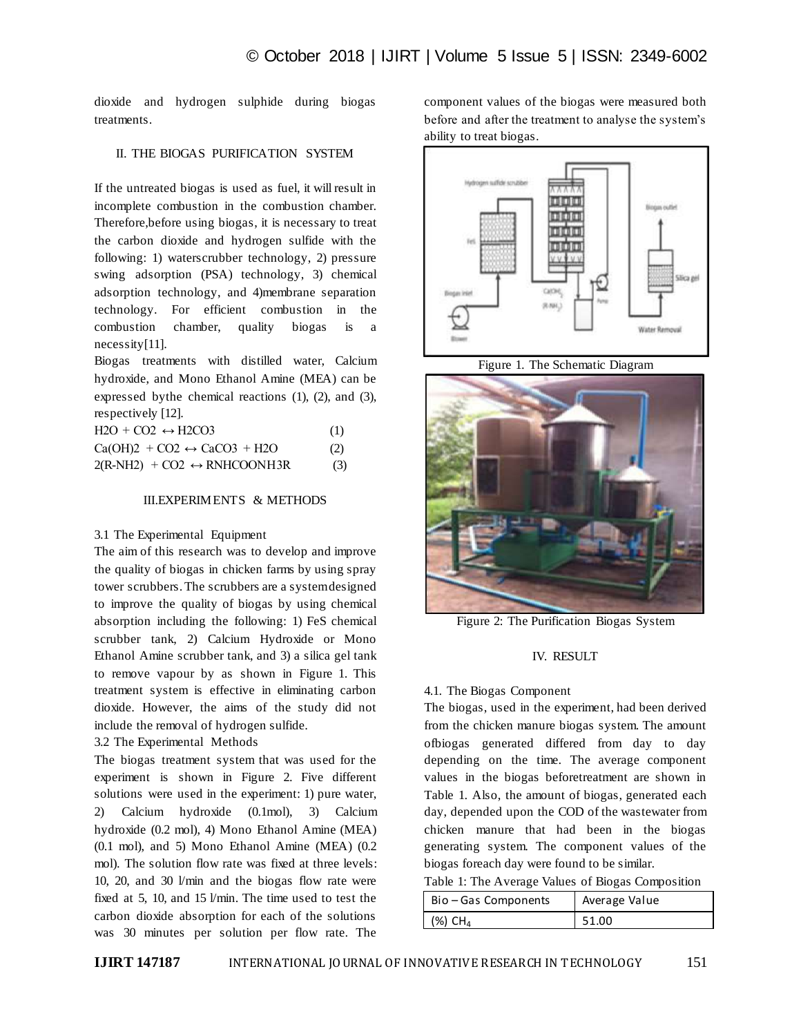dioxide and hydrogen sulphide during biogas treatments.

## II. THE BIOGAS PURIFICATION SYSTEM

If the untreated biogas is used as fuel, it will result in incomplete combustion in the combustion chamber. Therefore,before using biogas, it is necessary to treat the carbon dioxide and hydrogen sulfide with the following: 1) waterscrubber technology, 2) pressure swing adsorption (PSA) technology, 3) chemical adsorption technology, and 4)membrane separation technology. For efficient combustion in the combustion chamber, quality biogas is a necessity[11].

Biogas treatments with distilled water, Calcium hydroxide, and Mono Ethanol Amine (MEA) can be expressed bythe chemical reactions (1), (2), and (3), respectively [12].

$$H_2O + CO_2 \leftrightarrow H_2CO_3 \quad (1)$$

$$Ca(OH)_2 + CO_2 \leftrightarrow CaCO_3 + H_2O \quad (2)$$

$$2(R\text{-}NH_2) + CO_2 \leftrightarrow RNHCOONH_3R \quad (3)$$

## III.EXPERIMENTS & METHODS

### 3.1 The Experimental Equipment

The aim of this research was to develop and improve the quality of biogas in chicken farms by using spray tower scrubbers. The scrubbers are a systemdesigned to improve the quality of biogas by using chemical absorption including the following: 1) FeS chemical scrubber tank, 2) Calcium Hydroxide or Mono Ethanol Amine scrubber tank, and 3) a silica gel tank to remove vapour by as shown in Figure 1. This treatment system is effective in eliminating carbon dioxide. However, the aims of the study did not include the removal of hydrogen sulfide.

### 3.2 The Experimental Methods

The biogas treatment system that was used for the experiment is shown in Figure 2. Five different solutions were used in the experiment: 1) pure water, 2) Calcium hydroxide (0.1mol), 3) Calcium hydroxide (0.2 mol), 4) Mono Ethanol Amine (MEA) (0.1 mol), and 5) Mono Ethanol Amine (MEA) (0.2 mol). The solution flow rate was fixed at three levels: 10, 20, and 30 l/min and the biogas flow rate were fixed at 5, 10, and 15 l/min. The time used to test the carbon dioxide absorption for each of the solutions was 30 minutes per solution per flow rate. The component values of the biogas were measured both before and after the treatment to analyse the system's ability to treat biogas.

Figure 1. The Schematic Diagram

Figure 2: The Purification Biogas System

## IV. RESULT

### 4.1. The Biogas Component

The biogas, used in the experiment, had been derived from the chicken manure biogas system. The amount ofbiogas generated differed from day to day depending on the time. The average component values in the biogas beforetreatment are shown in Table 1. Also, the amount of biogas, generated each day, depended upon the COD of the wastewater from chicken manure that had been in the biogas generating system. The component values of the biogas foreach day were found to be similar.

Table 1: The Average Values of Biogas Composition

| Bio – Gas Components | Average Value |
|---|---|
| (%) $CH_4$ | 51.00 |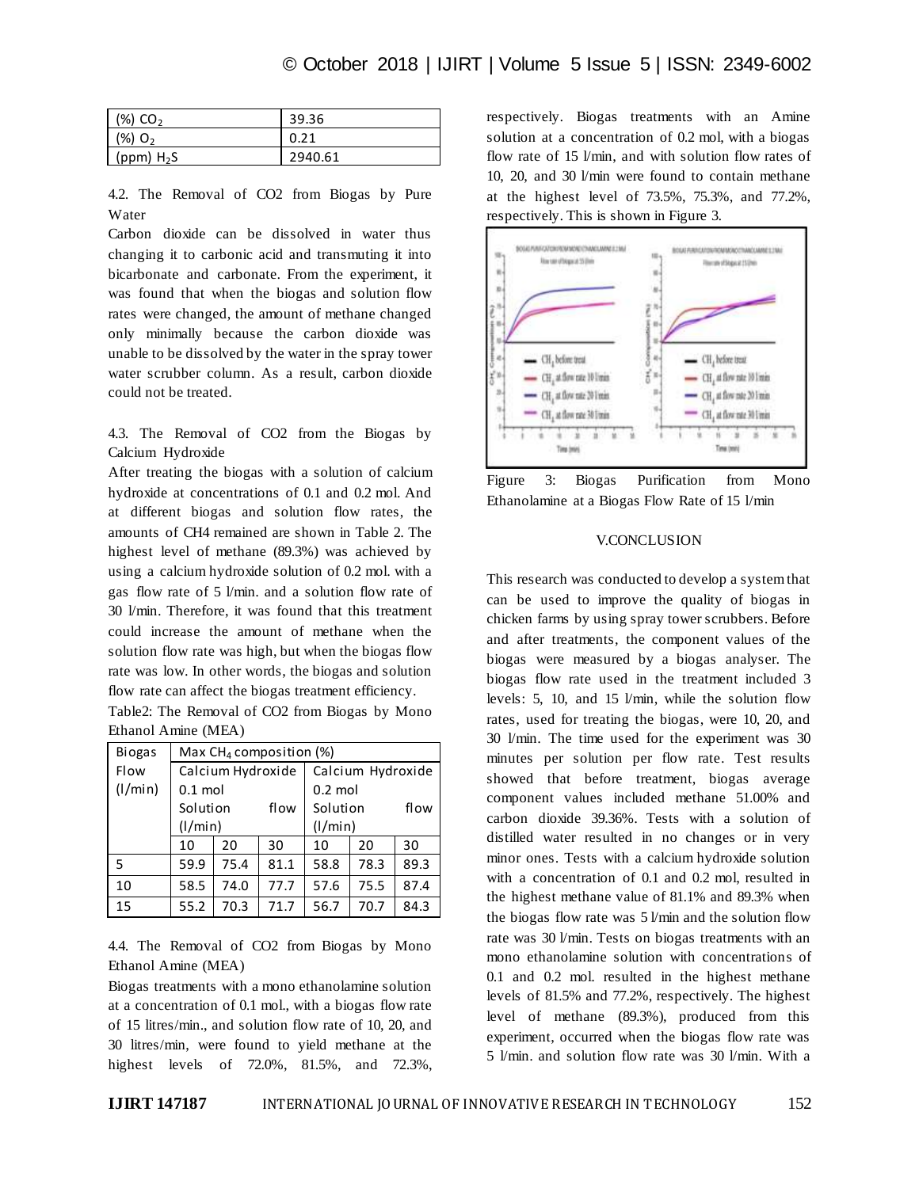| (%) $CO_2$ | 39.36 |
|---|---|
| (%) $O_2$ | 0.21 |
| (ppm) $H_2S$ | 2940.61 |

4.2. The Removal of CO2 from Biogas by Pure Water

Carbon dioxide can be dissolved in water thus changing it to carbonic acid and transmuting it into bicarbonate and carbonate. From the experiment, it was found that when the biogas and solution flow rates were changed, the amount of methane changed only minimally because the carbon dioxide was unable to be dissolved by the water in the spray tower water scrubber column. As a result, carbon dioxide could not be treated.

4.3. The Removal of CO2 from the Biogas by Calcium Hydroxide

After treating the biogas with a solution of calcium hydroxide at concentrations of 0.1 and 0.2 mol. And at different biogas and solution flow rates, the amounts of CH4 remained are shown in Table 2. The highest level of methane (89.3%) was achieved by using a calcium hydroxide solution of 0.2 mol. with a gas flow rate of 5 l/min. and a solution flow rate of 30 l/min. Therefore, it was found that this treatment could increase the amount of methane when the solution flow rate was high, but when the biogas flow rate was low. In other words, the biogas and solution flow rate can affect the biogas treatment efficiency.

Table2: The Removal of CO2 from Biogas by Mono Ethanol Amine (MEA)

| Biogas Flow (l/min) | Max $CH_4$ composition (%) | | | | | |
|---|---|---|---|---|---|---|
| | Calcium Hydroxide 0.1 mol Solution flow (l/min) | | | Calcium Hydroxide 0.2 mol Solution flow (l/min) | | |
| | 10 | 20 | 30 | 10 | 20 | 30 |
| 5 | 59.9 | 75.4 | 81.1 | 58.8 | 78.3 | 89.3 |
| 10 | 58.5 | 74.0 | 77.7 | 57.6 | 75.5 | 87.4 |
| 15 | 55.2 | 70.3 | 71.7 | 56.7 | 70.7 | 84.3 |

4.4. The Removal of CO2 from Biogas by Mono Ethanol Amine (MEA)

Biogas treatments with a mono ethanolamine solution at a concentration of 0.1 mol., with a biogas flow rate of 15 litres/min., and solution flow rate of 10, 20, and 30 litres/min, were found to yield methane at the highest levels of 72.0%, 81.5%, and 72.3%, respectively. Biogas treatments with an Amine solution at a concentration of 0.2 mol, with a biogas flow rate of 15 l/min, and with solution flow rates of 10, 20, and 30 l/min were found to contain methane at the highest level of 73.5%, 75.3%, and 77.2%, respectively. This is shown in Figure 3.

Figure 3: Biogas Purification from Mono Ethanolamine at a Biogas Flow Rate of 15 l/min

## V.CONCLUSION

This research was conducted to develop a system that can be used to improve the quality of biogas in chicken farms by using spray tower scrubbers. Before and after treatments, the component values of the biogas were measured by a biogas analyser. The biogas flow rate used in the treatment included 3 levels: 5, 10, and 15 l/min, while the solution flow rates, used for treating the biogas, were 10, 20, and 30 l/min. The time used for the experiment was 30 minutes per solution per flow rate. Test results showed that before treatment, biogas average component values included methane 51.00% and carbon dioxide 39.36%. Tests with a solution of distilled water resulted in no changes or in very minor ones. Tests with a calcium hydroxide solution with a concentration of 0.1 and 0.2 mol, resulted in the highest methane value of 81.1% and 89.3% when the biogas flow rate was 5 l/min and the solution flow rate was 30 l/min. Tests on biogas treatments with an mono ethanolamine solution with concentrations of 0.1 and 0.2 mol. resulted in the highest methane levels of 81.5% and 77.2%, respectively. The highest level of methane (89.3%), produced from this experiment, occurred when the biogas flow rate was 5 l/min. and solution flow rate was 30 l/min. With a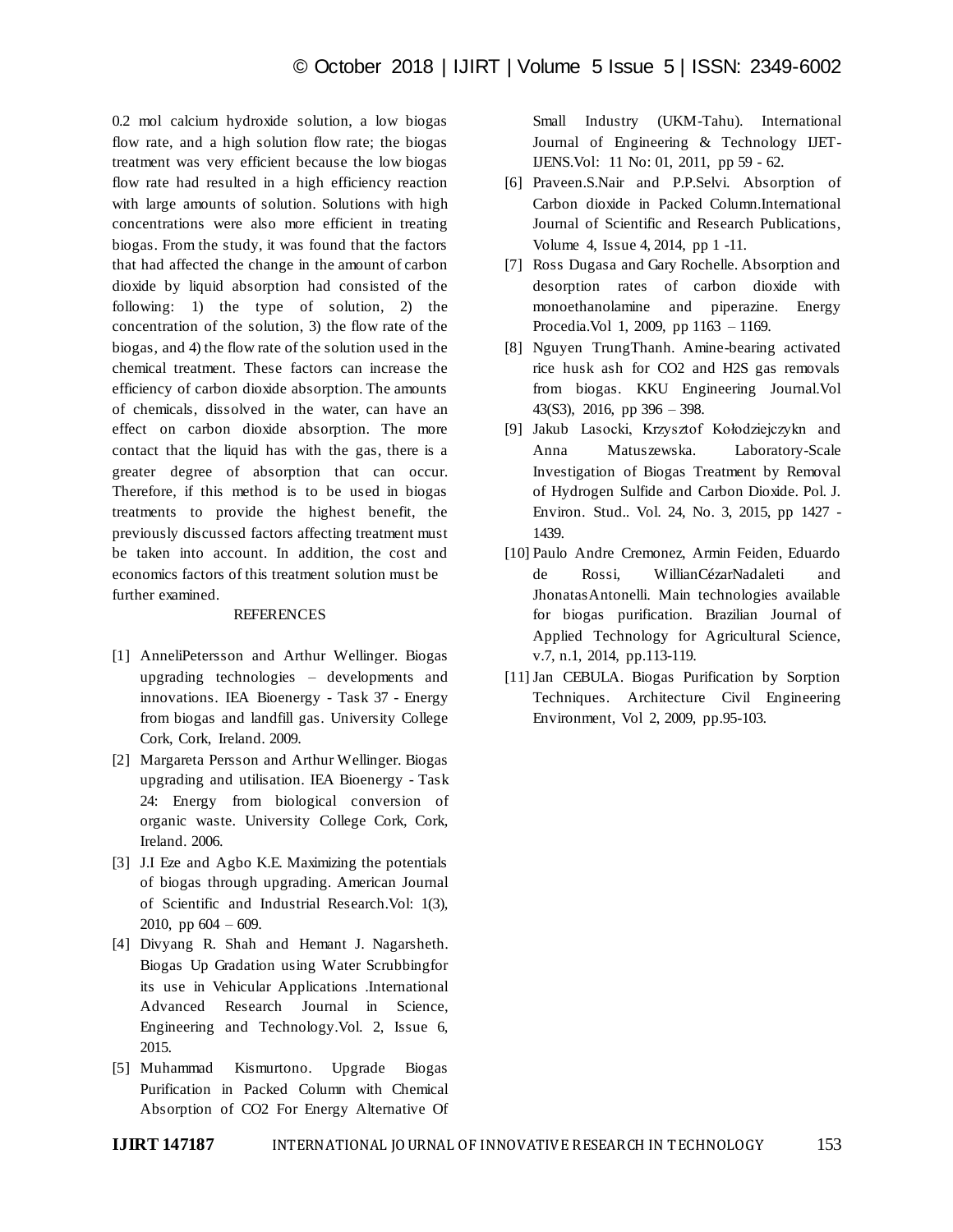0.2 mol calcium hydroxide solution, a low biogas flow rate, and a high solution flow rate; the biogas treatment was very efficient because the low biogas flow rate had resulted in a high efficiency reaction with large amounts of solution. Solutions with high concentrations were also more efficient in treating biogas. From the study, it was found that the factors that had affected the change in the amount of carbon dioxide by liquid absorption had consisted of the following: 1) the type of solution, 2) the concentration of the solution, 3) the flow rate of the biogas, and 4) the flow rate of the solution used in the chemical treatment. These factors can increase the efficiency of carbon dioxide absorption. The amounts of chemicals, dissolved in the water, can have an effect on carbon dioxide absorption. The more contact that the liquid has with the gas, there is a greater degree of absorption that can occur. Therefore, if this method is to be used in biogas treatments to provide the highest benefit, the previously discussed factors affecting treatment must be taken into account. In addition, the cost and economics factors of this treatment solution must be further examined.

## REFERENCES

[1] AnneliPetersson and Arthur Wellinger. Biogas upgrading technologies – developments and innovations. IEA Bioenergy - Task 37 - Energy from biogas and landfill gas. University College Cork, Cork, Ireland. 2009.

[2] Margareta Persson and Arthur Wellinger. Biogas upgrading and utilisation. IEA Bioenergy - Task 24: Energy from biological conversion of organic waste. University College Cork, Cork, Ireland. 2006.

[3] J.I Eze and Agbo K.E. Maximizing the potentials of biogas through upgrading. American Journal of Scientific and Industrial Research.Vol: 1(3), 2010, pp 604 – 609.

[4] Divyang R. Shah and Hemant J. Nagarsheth. Biogas Up Gradation using Water Scrubbingfor its use in Vehicular Applications .International Advanced Research Journal in Science, Engineering and Technology.Vol. 2, Issue 6, 2015.

[5] Muhammad Kismurtono. Upgrade Biogas Purification in Packed Column with Chemical Absorption of CO2 For Energy Alternative Of Small Industry (UKM-Tahu). International Journal of Engineering & Technology IJET-IJENS.Vol: 11 No: 01, 2011, pp 59 - 62.

[6] Praveen.S.Nair and P.P.Selvi. Absorption of Carbon dioxide in Packed Column.International Journal of Scientific and Research Publications, Volume 4, Issue 4, 2014, pp 1 -11.

[7] Ross Dugasa and Gary Rochelle. Absorption and desorption rates of carbon dioxide with monoethanolamine and piperazine. Energy Procedia.Vol 1, 2009, pp 1163 – 1169.

[8] Nguyen TrungThanh. Amine-bearing activated rice husk ash for CO2 and H2S gas removals from biogas. KKU Engineering Journal.Vol 43(S3), 2016, pp 396 – 398.

[9] Jakub Lasocki, Krzysztof Kołodziejczykn and Anna Matuszewska. Laboratory-Scale Investigation of Biogas Treatment by Removal of Hydrogen Sulfide and Carbon Dioxide. Pol. J. Environ. Stud.. Vol. 24, No. 3, 2015, pp 1427 - 1439.

[10] Paulo Andre Cremonez, Armin Feiden, Eduardo de Rossi, WillianCézarNadaleti and JhonatasAntonelli. Main technologies available for biogas purification. Brazilian Journal of Applied Technology for Agricultural Science, v.7, n.1, 2014, pp.113-119.

[11] Jan CEBULA. Biogas Purification by Sorption Techniques. Architecture Civil Engineering Environment, Vol 2, 2009, pp.95-103.